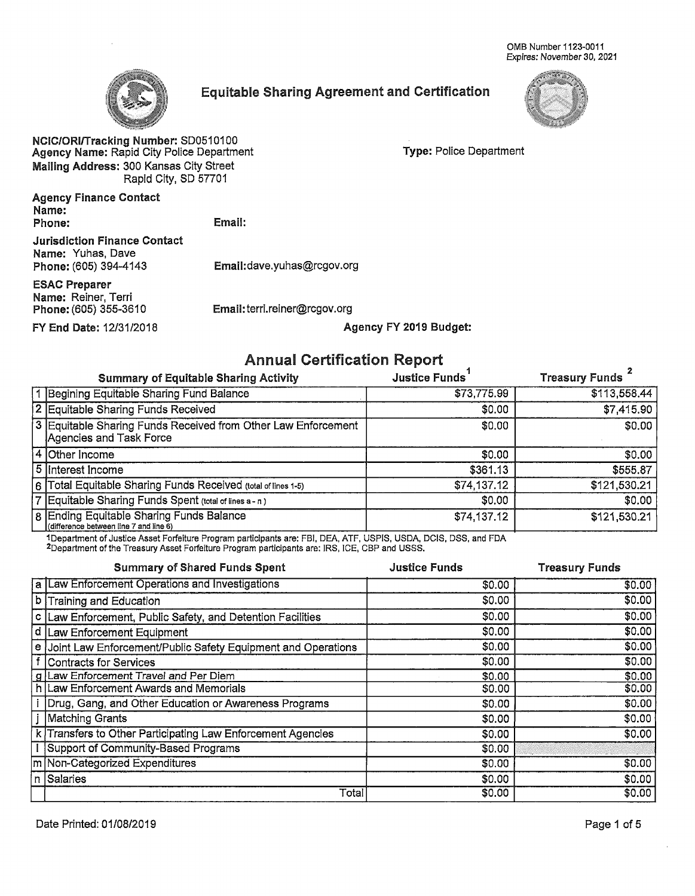OMB Number 1123-0011
Expires: November 30, 2021

# Equitable Sharing Agreement and Certification

**NCIC/ORI/Tracking Number:** SD0510100
**Agency Name:** Rapid City Police Department
**Type:** Police Department
**Mailing Address:** 300 Kansas City Street
Rapid City, SD 57701

**Agency Finance Contact**
**Name:**
**Phone:**
**Email:**

**Jurisdiction Finance Contact**
**Name:** Yuhas, Dave
**Phone:** (605) 394-4143
**Email:** dave.yuhas@rcgov.org

**ESAC Preparer**
**Name:** Reiner, Terri
**Phone:** (605) 355-3610
**Email:** terri.reiner@rcgov.org

**FY End Date:** 12/31/2018
**Agency FY 2019 Budget:**

## Annual Certification Report

| | Summary of Equitable Sharing Activity | Justice Funds[1] | Treasury Funds[2] |
|---|---|---|---|
| 1 | Begining Equitable Sharing Fund Balance | $73,775.99 | $113,558.44 |
| 2 | Equitable Sharing Funds Received | $0.00 | $7,415.90 |
| 3 | Equitable Sharing Funds Received from Other Law Enforcement Agencies and Task Force | $0.00 | $0.00 |
| 4 | Other Income | $0.00 | $0.00 |
| 5 | Interest Income | $361.13 | $555.87 |
| 6 | Total Equitable Sharing Funds Received (total of lines 1-5) | $74,137.12 | $121,530.21 |
| 7 | Equitable Sharing Funds Spent (total of lines a - n ) | $0.00 | $0.00 |
| 8 | Ending Equitable Sharing Funds Balance (difference between line 7 and line 6) | $74,137.12 | $121,530.21 |

[1]Department of Justice Asset Forfeiture Program participants are: FBI, DEA, ATF, USPIS, USDA, DCIS, DSS, and FDA
[2]Department of the Treasury Asset Forfeiture Program participants are: IRS, ICE, CBP and USSS.

| | Summary of Shared Funds Spent | Justice Funds | Treasury Funds |
|---|---|---|---|
| a | Law Enforcement Operations and Investigations | $0.00 | $0.00 |
| b | Training and Education | $0.00 | $0.00 |
| c | Law Enforcement, Public Safety, and Detention Facilities | $0.00 | $0.00 |
| d | Law Enforcement Equipment | $0.00 | $0.00 |
| e | Joint Law Enforcement/Public Safety Equipment and Operations | $0.00 | $0.00 |
| f | Contracts for Services | $0.00 | $0.00 |
| g | Law Enforcement Travel and Per Diem | $0.00 | $0.00 |
| h | Law Enforcement Awards and Memorials | $0.00 | $0.00 |
| i | Drug, Gang, and Other Education or Awareness Programs | $0.00 | $0.00 |
| j | Matching Grants | $0.00 | $0.00 |
| k | Transfers to Other Participating Law Enforcement Agencies | $0.00 | $0.00 |
| l | Support of Community-Based Programs | $0.00 | |
| m | Non-Categorized Expenditures | $0.00 | $0.00 |
| n | Salaries | $0.00 | $0.00 |
| | Total | $0.00 | $0.00 |

Date Printed: 01/08/2019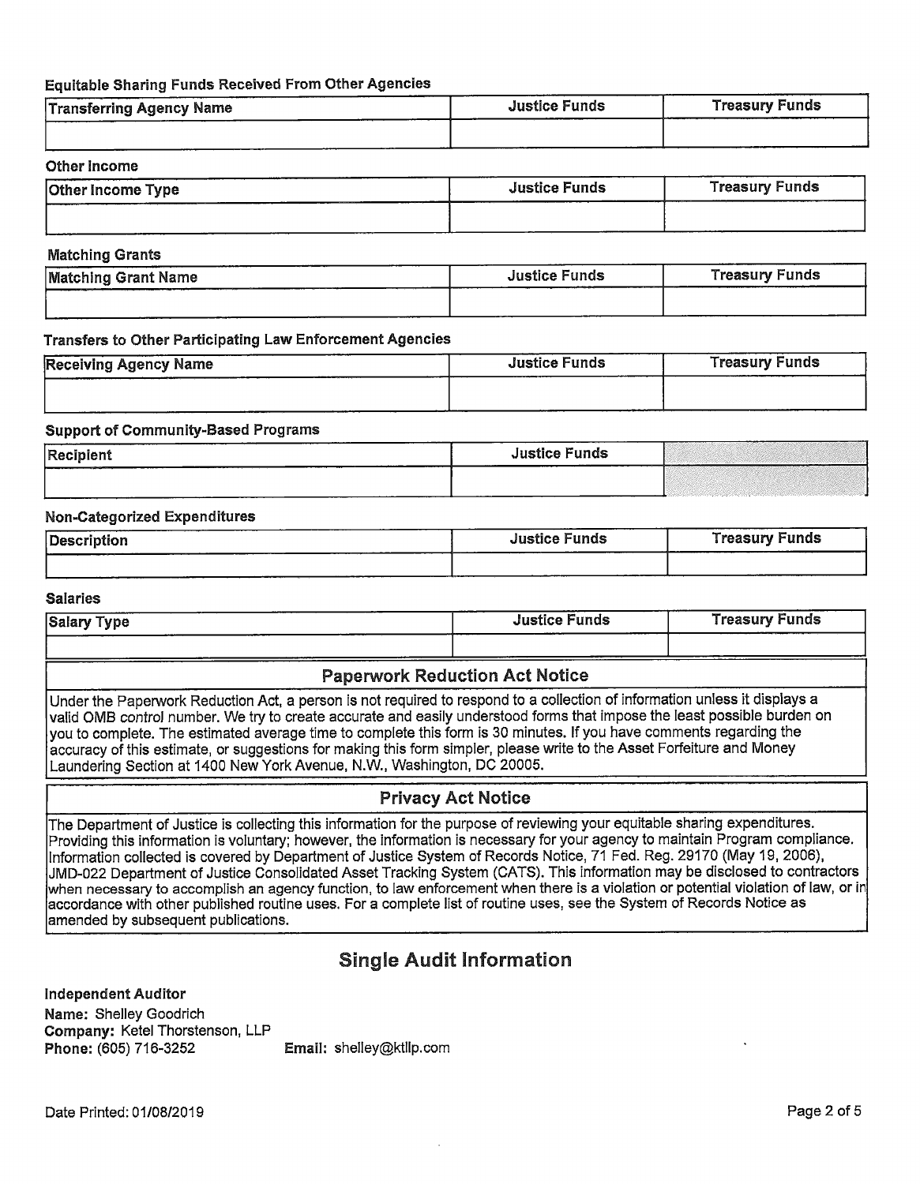**Equitable Sharing Funds Received From Other Agencies**

| Transferring Agency Name | Justice Funds | Treasury Funds |
|---|---|---|
| | | |

**Other Income**

| Other Income Type | Justice Funds | Treasury Funds |
|---|---|---|
| | | |

**Matching Grants**

| Matching Grant Name | Justice Funds | Treasury Funds |
|---|---|---|
| | | |

**Transfers to Other Participating Law Enforcement Agencies**

| Receiving Agency Name | Justice Funds | Treasury Funds |
|---|---|---|
| | | |

**Support of Community-Based Programs**

| Recipient | Justice Funds | |
|---|---|---|
| | | |

**Non-Categorized Expenditures**

| Description | Justice Funds | Treasury Funds |
|---|---|---|
| | | |

**Salaries**

| Salary Type | Justice Funds | Treasury Funds |
|---|---|---|
| | | |

### Paperwork Reduction Act Notice

Under the Paperwork Reduction Act, a person is not required to respond to a collection of information unless it displays a valid OMB control number. We try to create accurate and easily understood forms that impose the least possible burden on you to complete. The estimated average time to complete this form is 30 minutes. If you have comments regarding the accuracy of this estimate, or suggestions for making this form simpler, please write to the Asset Forfeiture and Money Laundering Section at 1400 New York Avenue, N.W., Washington, DC 20005.

### Privacy Act Notice

The Department of Justice is collecting this information for the purpose of reviewing your equitable sharing expenditures. Providing this information is voluntary; however, the information is necessary for your agency to maintain Program compliance. Information collected is covered by Department of Justice System of Records Notice, 71 Fed. Reg. 29170 (May 19, 2006), JMD-022 Department of Justice Consolidated Asset Tracking System (CATS). This information may be disclosed to contractors when necessary to accomplish an agency function, to law enforcement when there is a violation or potential violation of law, or in accordance with other published routine uses. For a complete list of routine uses, see the System of Records Notice as amended by subsequent publications.

## Single Audit Information

**Independent Auditor**

**Name:** Shelley Goodrich
**Company:** Ketel Thorstenson, LLP
**Phone:** (605) 716-3252 **Email:** shelley@ktllp.com

Date Printed: 01/08/2019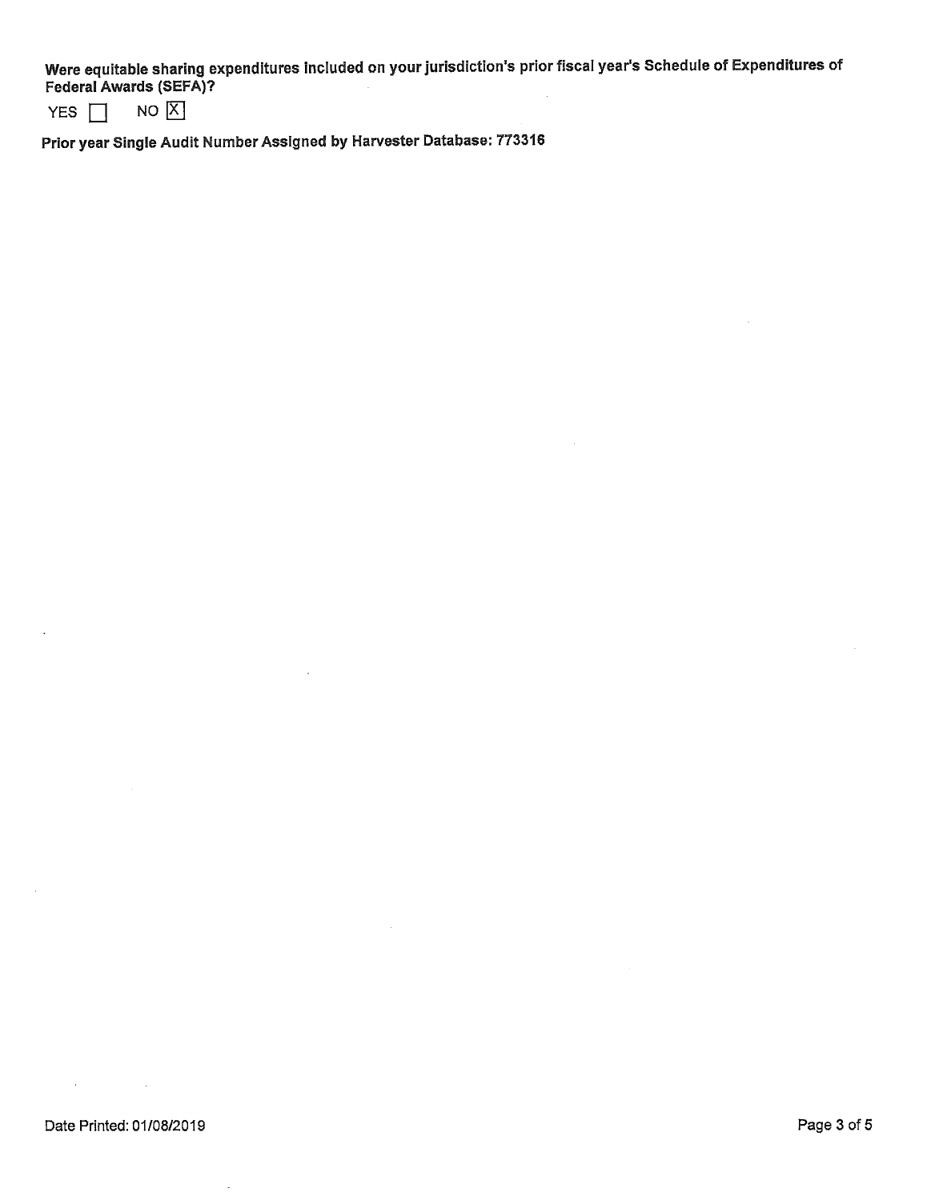**Were equitable sharing expenditures included on your jurisdiction's prior fiscal year's Schedule of Expenditures of Federal Awards (SEFA)?**

YES ☐ NO ☒

**Prior year Single Audit Number Assigned by Harvester Database: 773316**

Date Printed: 01/08/2019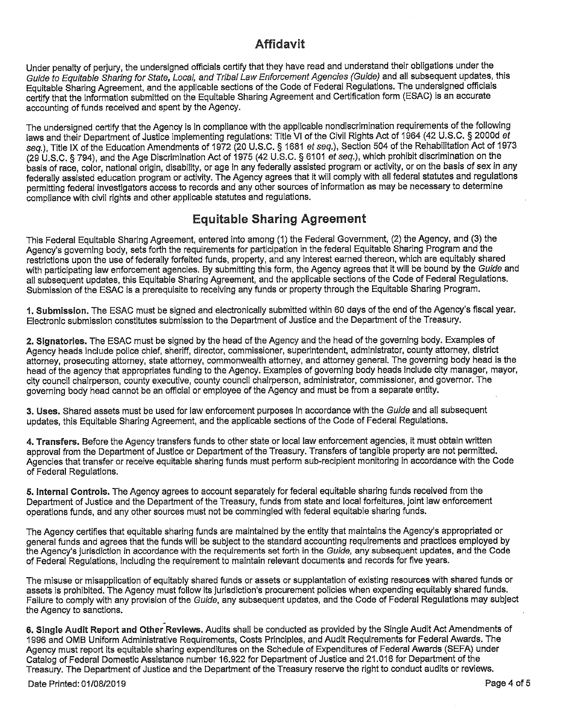## Affidavit

Under penalty of perjury, the undersigned officials certify that they have read and understand their obligations under the *Guide to Equitable Sharing for State, Local, and Tribal Law Enforcement Agencies (Guide)* and all subsequent updates, this Equitable Sharing Agreement, and the applicable sections of the Code of Federal Regulations. The undersigned officials certify that the information submitted on the Equitable Sharing Agreement and Certification form (ESAC) is an accurate accounting of funds received and spent by the Agency.

The undersigned certify that the Agency is in compliance with the applicable nondiscrimination requirements of the following laws and their Department of Justice implementing regulations: Title VI of the Civil Rights Act of 1964 (42 U.S.C. § 2000d *et seq.*), Title IX of the Education Amendments of 1972 (20 U.S.C. § 1681 *et seq.*), Section 504 of the Rehabilitation Act of 1973 (29 U.S.C. § 794), and the Age Discrimination Act of 1975 (42 U.S.C. § 6101 *et seq.*), which prohibit discrimination on the basis of race, color, national origin, disability, or age in any federally assisted program or activity, or on the basis of sex in any federally assisted education program or activity. The Agency agrees that it will comply with all federal statutes and regulations permitting federal investigators access to records and any other sources of information as may be necessary to determine compliance with civil rights and other applicable statutes and regulations.

## Equitable Sharing Agreement

This Federal Equitable Sharing Agreement, entered into among (1) the Federal Government, (2) the Agency, and (3) the Agency's governing body, sets forth the requirements for participation in the federal Equitable Sharing Program and the restrictions upon the use of federally forfeited funds, property, and any interest earned thereon, which are equitably shared with participating law enforcement agencies. By submitting this form, the Agency agrees that it will be bound by the *Guide* and all subsequent updates, this Equitable Sharing Agreement, and the applicable sections of the Code of Federal Regulations. Submission of the ESAC is a prerequisite to receiving any funds or property through the Equitable Sharing Program.

**1. Submission.** The ESAC must be signed and electronically submitted within 60 days of the end of the Agency's fiscal year. Electronic submission constitutes submission to the Department of Justice and the Department of the Treasury.

**2. Signatories.** The ESAC must be signed by the head of the Agency and the head of the governing body. Examples of Agency heads include police chief, sheriff, director, commissioner, superintendent, administrator, county attorney, district attorney, prosecuting attorney, state attorney, commonwealth attorney, and attorney general. The governing body head is the head of the agency that appropriates funding to the Agency. Examples of governing body heads include city manager, mayor, city council chairperson, county executive, county council chairperson, administrator, commissioner, and governor. The governing body head cannot be an official or employee of the Agency and must be from a separate entity.

**3. Uses.** Shared assets must be used for law enforcement purposes in accordance with the *Guide* and all subsequent updates, this Equitable Sharing Agreement, and the applicable sections of the Code of Federal Regulations.

**4. Transfers.** Before the Agency transfers funds to other state or local law enforcement agencies, it must obtain written approval from the Department of Justice or Department of the Treasury. Transfers of tangible property are not permitted. Agencies that transfer or receive equitable sharing funds must perform sub-recipient monitoring in accordance with the Code of Federal Regulations.

**5. Internal Controls.** The Agency agrees to account separately for federal equitable sharing funds received from the Department of Justice and the Department of the Treasury, funds from state and local forfeitures, joint law enforcement operations funds, and any other sources must not be commingled with federal equitable sharing funds.

The Agency certifies that equitable sharing funds are maintained by the entity that maintains the Agency's appropriated or general funds and agrees that the funds will be subject to the standard accounting requirements and practices employed by the Agency's jurisdiction in accordance with the requirements set forth in the *Guide*, any subsequent updates, and the Code of Federal Regulations, including the requirement to maintain relevant documents and records for five years.

The misuse or misapplication of equitably shared funds or assets or supplantation of existing resources with shared funds or assets is prohibited. The Agency must follow its jurisdiction's procurement policies when expending equitably shared funds. Failure to comply with any provision of the *Guide*, any subsequent updates, and the Code of Federal Regulations may subject the Agency to sanctions.

**6. Single Audit Report and Other Reviews.** Audits shall be conducted as provided by the Single Audit Act Amendments of 1996 and OMB Uniform Administrative Requirements, Costs Principles, and Audit Requirements for Federal Awards. The Agency must report its equitable sharing expenditures on the Schedule of Expenditures of Federal Awards (SEFA) under Catalog of Federal Domestic Assistance number 16.922 for Department of Justice and 21.016 for Department of the Treasury. The Department of Justice and the Department of the Treasury reserve the right to conduct audits or reviews.

Date Printed: 01/08/2019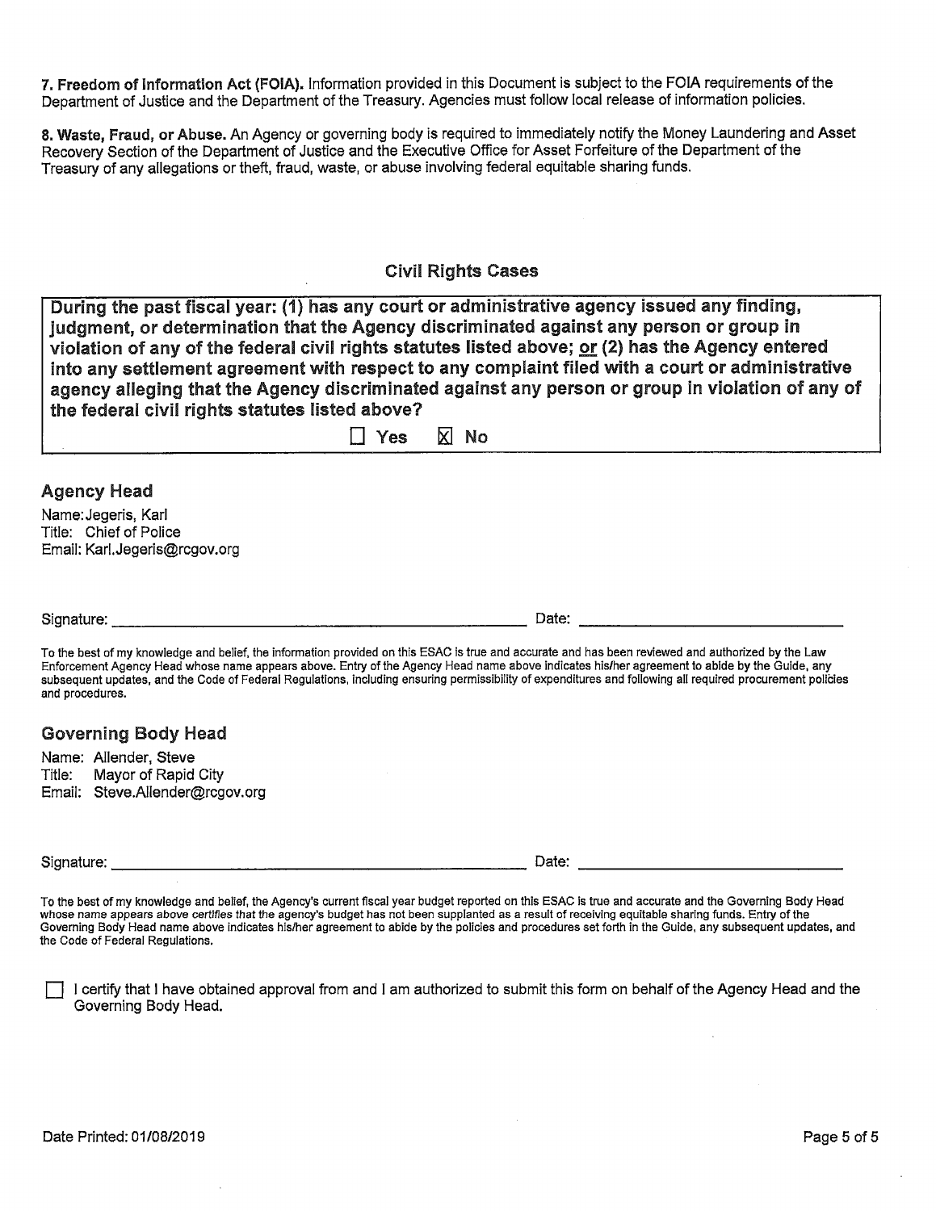**7. Freedom of Information Act (FOIA).** Information provided in this Document is subject to the FOIA requirements of the Department of Justice and the Department of the Treasury. Agencies must follow local release of information policies.

**8. Waste, Fraud, or Abuse.** An Agency or governing body is required to immediately notify the Money Laundering and Asset Recovery Section of the Department of Justice and the Executive Office for Asset Forfeiture of the Department of the Treasury of any allegations or theft, fraud, waste, or abuse involving federal equitable sharing funds.

### Civil Rights Cases

**During the past fiscal year: (1) has any court or administrative agency issued any finding, judgment, or determination that the Agency discriminated against any person or group in violation of any of the federal civil rights statutes listed above; or (2) has the Agency entered into any settlement agreement with respect to any complaint filed with a court or administrative agency alleging that the Agency discriminated against any person or group in violation of any of the federal civil rights statutes listed above?**

☐ Yes ☒ No

## Agency Head

Name: Jegeris, Karl
Title: Chief of Police
Email: Karl.Jegeris@rcgov.org

Signature: ______________________________ Date: ____________________

To the best of my knowledge and belief, the information provided on this ESAC is true and accurate and has been reviewed and authorized by the Law Enforcement Agency Head whose name appears above. Entry of the Agency Head name above indicates his/her agreement to abide by the Guide, any subsequent updates, and the Code of Federal Regulations, including ensuring permissibility of expenditures and following all required procurement policies and procedures.

## Governing Body Head

Name: Allender, Steve
Title: Mayor of Rapid City
Email: Steve.Allender@rcgov.org

Signature: ______________________________ Date: ____________________

To the best of my knowledge and belief, the Agency's current fiscal year budget reported on this ESAC is true and accurate and the Governing Body Head whose name appears above certifies that the agency's budget has not been supplanted as a result of receiving equitable sharing funds. Entry of the Governing Body Head name above indicates his/her agreement to abide by the policies and procedures set forth in the Guide, any subsequent updates, and the Code of Federal Regulations.

☐ I certify that I have obtained approval from and I am authorized to submit this form on behalf of the Agency Head and the Governing Body Head.

Date Printed: 01/08/2019